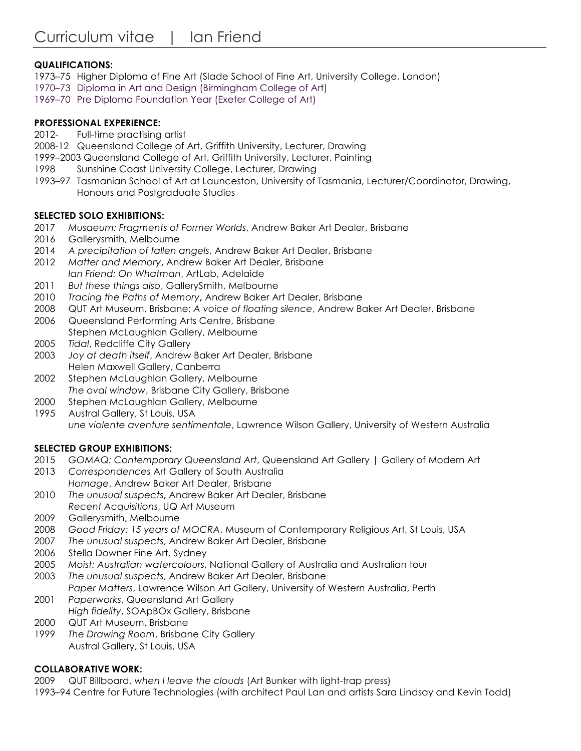# Curriculum vitae | Ian Friend

**QUALIFICATIONS:**

1973–75 Higher Diploma of Fine Art (Slade School of Fine Art, University College, London)
1970–73 Diploma in Art and Design (Birmingham College of Art)
1969–70 Pre Diploma Foundation Year (Exeter College of Art)

**PROFESSIONAL EXPERIENCE:**

2012- Full-time practising artist
2008-12 Queensland College of Art, Griffith University, Lecturer, Drawing
1999–2003 Queensland College of Art, Griffith University, Lecturer, Painting
1998 Sunshine Coast University College, Lecturer, Drawing
1993–97 Tasmanian School of Art at Launceston, University of Tasmania, Lecturer/Coordinator, Drawing, Honours and Postgraduate Studies

**SELECTED SOLO EXHIBITIONS:**

2017 *Musaeum: Fragments of Former Worlds*, Andrew Baker Art Dealer, Brisbane
2016 Gallerysmith, Melbourne
2014 *A precipitation of fallen angels*, Andrew Baker Art Dealer, Brisbane
2012 *Matter and Memory***,** Andrew Baker Art Dealer, Brisbane
*Ian Friend: On Whatman*, ArtLab, Adelaide
2011 *But these things also*, GallerySmith, Melbourne
2010 *Tracing the Paths of Memory***,** Andrew Baker Art Dealer, Brisbane
2008 QUT Art Museum, Brisbane; *A voice of floating silence*, Andrew Baker Art Dealer, Brisbane
2006 Queensland Performing Arts Centre, Brisbane
Stephen McLaughlan Gallery, Melbourne
2005 *Tidal*, Redcliffe City Gallery
2003 *Joy at death itself*, Andrew Baker Art Dealer, Brisbane
Helen Maxwell Gallery, Canberra
2002 Stephen McLaughlan Gallery, Melbourne
*The oval window*, Brisbane City Gallery, Brisbane
2000 Stephen McLaughlan Gallery, Melbourne
1995 Austral Gallery, St Louis, USA
*une violente aventure sentimentale*, Lawrence Wilson Gallery, University of Western Australia

**SELECTED GROUP EXHIBITIONS:**

2015 *GOMAQ: Contemporary Queensland Art*, Queensland Art Gallery | Gallery of Modern Art
2013 *Correspondences* Art Gallery of South Australia
*Homage*, Andrew Baker Art Dealer, Brisbane
2010 *The unusual suspects***,** Andrew Baker Art Dealer, Brisbane
*Recent Acquisitions*, UQ Art Museum
2009 Gallerysmith, Melbourne
2008 *Good Friday: 15 years of MOCRA*, Museum of Contemporary Religious Art, St Louis, USA
2007 *The unusual suspects*, Andrew Baker Art Dealer, Brisbane
2006 Stella Downer Fine Art, Sydney
2005 *Moist: Australian watercolours*, National Gallery of Australia and Australian tour
2003 *The unusual suspects*, Andrew Baker Art Dealer, Brisbane
*Paper Matters*, Lawrence Wilson Art Gallery, University of Western Australia, Perth
2001 *Paperworks*, Queensland Art Gallery
*High fidelity*, SOApBOx Gallery, Brisbane
2000 QUT Art Museum, Brisbane
1999 *The Drawing Room*, Brisbane City Gallery
Austral Gallery, St Louis, USA

**COLLABORATIVE WORK:**

2009 QUT Billboard, *when I leave the clouds* (Art Bunker with light-trap press)
1993–94 Centre for Future Technologies (with architect Paul Lan and artists Sara Lindsay and Kevin Todd)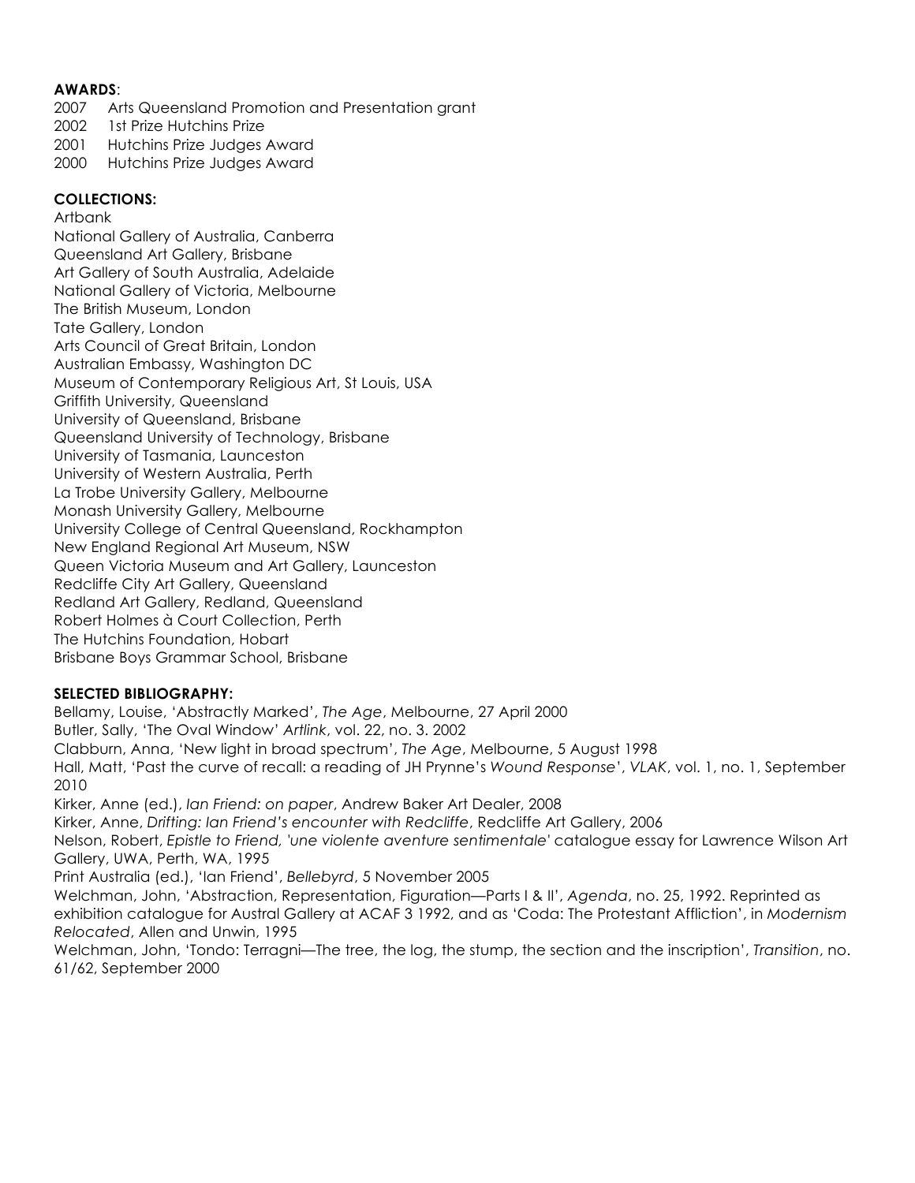**AWARDS**:

2007 Arts Queensland Promotion and Presentation grant
2002 1st Prize Hutchins Prize
2001 Hutchins Prize Judges Award
2000 Hutchins Prize Judges Award

**COLLECTIONS:**

Artbank
National Gallery of Australia, Canberra
Queensland Art Gallery, Brisbane
Art Gallery of South Australia, Adelaide
National Gallery of Victoria, Melbourne
The British Museum, London
Tate Gallery, London
Arts Council of Great Britain, London
Australian Embassy, Washington DC
Museum of Contemporary Religious Art, St Louis, USA
Griffith University, Queensland
University of Queensland, Brisbane
Queensland University of Technology, Brisbane
University of Tasmania, Launceston
University of Western Australia, Perth
La Trobe University Gallery, Melbourne
Monash University Gallery, Melbourne
University College of Central Queensland, Rockhampton
New England Regional Art Museum, NSW
Queen Victoria Museum and Art Gallery, Launceston
Redcliffe City Art Gallery, Queensland
Redland Art Gallery, Redland, Queensland
Robert Holmes à Court Collection, Perth
The Hutchins Foundation, Hobart
Brisbane Boys Grammar School, Brisbane

**SELECTED BIBLIOGRAPHY:**

Bellamy, Louise, 'Abstractly Marked', *The Age*, Melbourne, 27 April 2000
Butler, Sally, 'The Oval Window' *Artlink*, vol. 22, no. 3. 2002
Clabburn, Anna, 'New light in broad spectrum', *The Age*, Melbourne, 5 August 1998
Hall, Matt, 'Past the curve of recall: a reading of JH Prynne's *Wound Response*', *VLAK*, vol. 1, no. 1, September 2010
Kirker, Anne (ed.), *Ian Friend: on paper*, Andrew Baker Art Dealer, 2008
Kirker, Anne, *Drifting: Ian Friend's encounter with Redcliffe*, Redcliffe Art Gallery, 2006
Nelson, Robert, *Epistle to Friend, 'une violente aventure sentimentale'* catalogue essay for Lawrence Wilson Art Gallery, UWA, Perth, WA, 1995
Print Australia (ed.), 'Ian Friend', *Bellebyrd*, 5 November 2005
Welchman, John, 'Abstraction, Representation, Figuration—Parts I & II', *Agenda*, no. 25, 1992. Reprinted as exhibition catalogue for Austral Gallery at ACAF 3 1992, and as 'Coda: The Protestant Affliction', in *Modernism Relocated*, Allen and Unwin, 1995
Welchman, John, 'Tondo: Terragni—The tree, the log, the stump, the section and the inscription', *Transition*, no. 61/62, September 2000